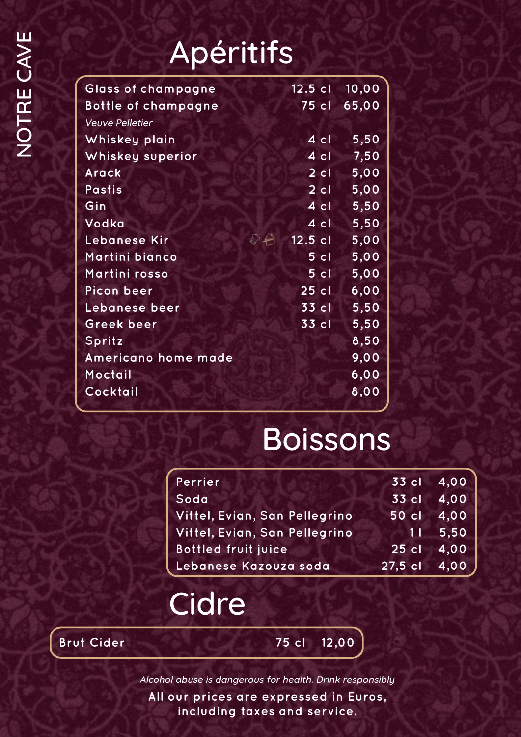NOTRE CAVE

# Apéritifs

| | | |
|---|---|---|
| Glass of champagne | 12.5 cl | 10,00 |
| Bottle of champagne | 75 cl | 65,00 |
| *Veuve Pelletier* | | |
| Whiskey plain | 4 cl | 5,50 |
| Whiskey superior | 4 cl | 7,50 |
| Arack | 2 cl | 5,00 |
| Pastis | 2 cl | 5,00 |
| Gin | 4 cl | 5,50 |
| Vodka | 4 cl | 5,50 |
| Lebanese Kir | 12.5 cl | 5,00 |
| Martini bianco | 5 cl | 5,00 |
| Martini rosso | 5 cl | 5,00 |
| Picon beer | 25 cl | 6,00 |
| Lebanese beer | 33 cl | 5,50 |
| Greek beer | 33 cl | 5,50 |
| Spritz | | 8,50 |
| Americano home made | | 9,00 |
| Moctail | | 6,00 |
| Cocktail | | 8,00 |

# Boissons

| | | |
|---|---|---|
| Perrier | 33 cl | 4,00 |
| Soda | 33 cl | 4,00 |
| Vittel, Evian, San Pellegrino | 50 cl | 4,00 |
| Vittel, Evian, San Pellegrino | 1 l | 5,50 |
| Bottled fruit juice | 25 cl | 4,00 |
| Lebanese Kazouza soda | 27,5 cl | 4,00 |

# Cidre

| | | |
|---|---|---|
| Brut Cider | 75 cl | 12,00 |

*Alcohol abuse is dangerous for health. Drink responsibly*

All our prices are expressed in Euros, including taxes and service.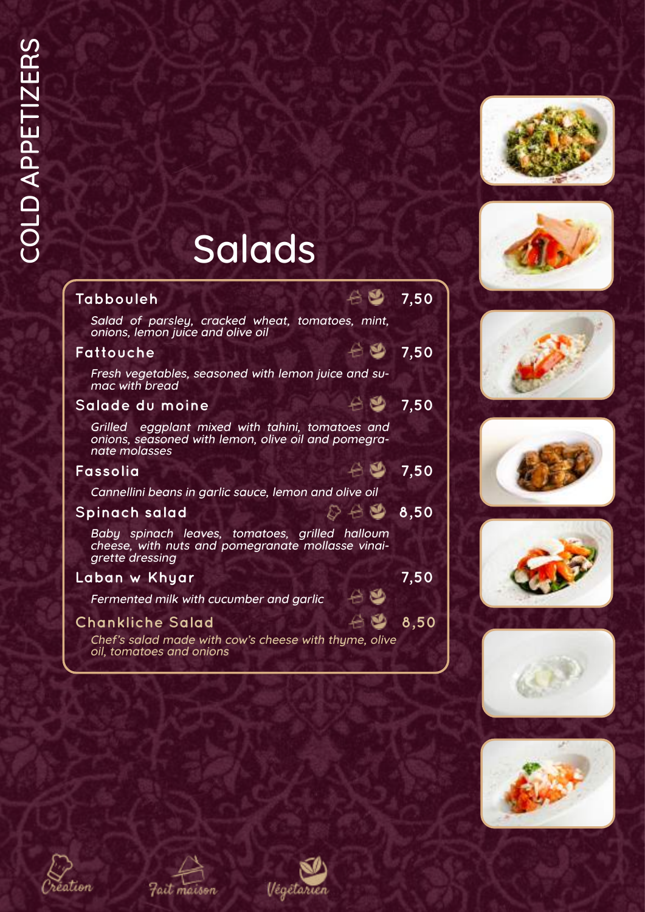COLD APPETIZERS

# Salads

## Tabbouleh — 7,50

*Salad of parsley, cracked wheat, tomatoes, mint, onions, lemon juice and olive oil*

## Fattouche — 7,50

*Fresh vegetables, seasoned with lemon juice and sumac with bread*

## Salade du moine — 7,50

*Grilled eggplant mixed with tahini, tomatoes and onions, seasoned with lemon, olive oil and pomegranate molasses*

## Fassolia — 7,50

*Cannellini beans in garlic sauce, lemon and olive oil*

## Spinach salad — 8,50

*Baby spinach leaves, tomatoes, grilled halloum cheese, with nuts and pomegranate mollasse vinaigrette dressing*

## Laban w Khyar — 7,50

*Fermented milk with cucumber and garlic*

## Chankliche Salad — 8,50

*Chef's salad made with cow's cheese with thyme, olive oil, tomatoes and onions*

Création — Fait maison — Végétarien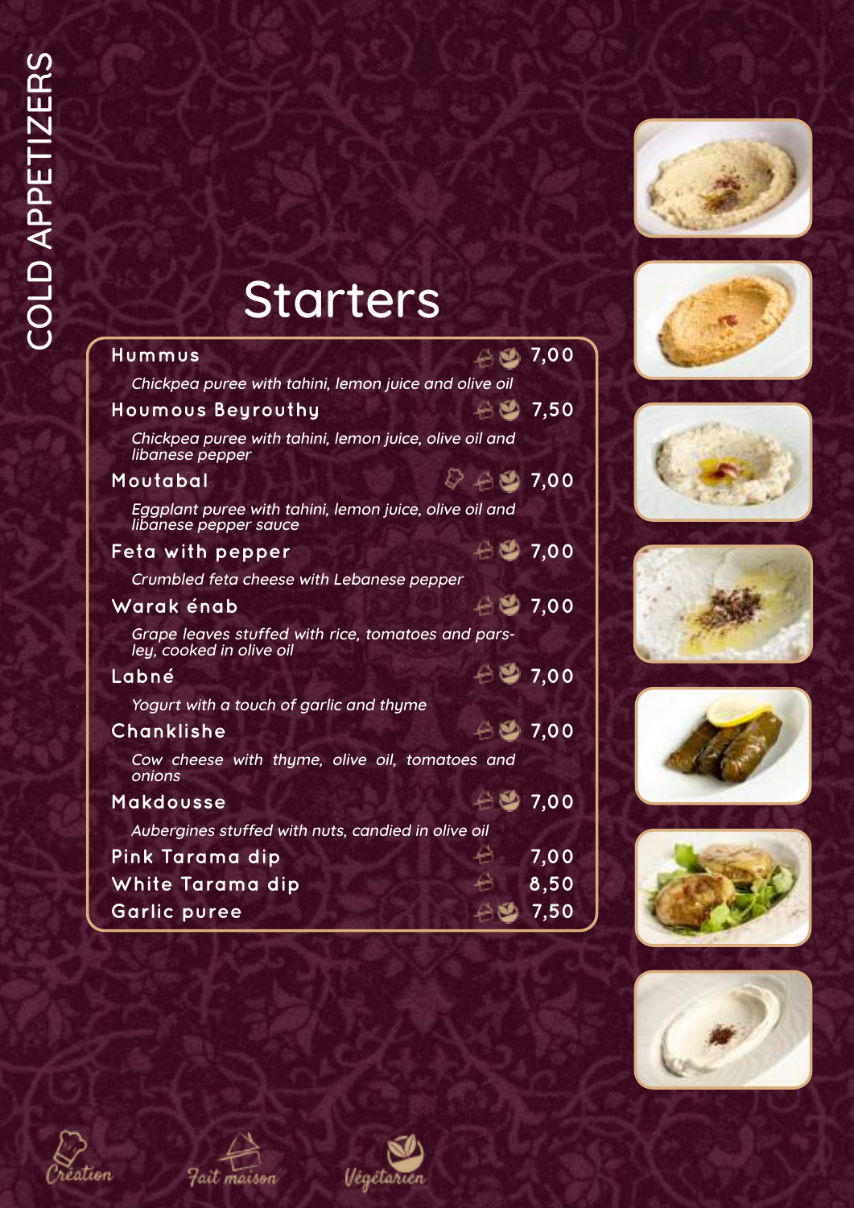COLD APPETIZERS

# Starters

**Hummus** — 7,00
*Chickpea puree with tahini, lemon juice and olive oil*

**Houmous Beyrouthy** — 7,50
*Chickpea puree with tahini, lemon juice, olive oil and libanese pepper*

**Moutabal** — 7,00
*Eggplant puree with tahini, lemon juice, olive oil and libanese pepper sauce*

**Feta with pepper** — 7,00
*Crumbled feta cheese with Lebanese pepper*

**Warak énab** — 7,00
*Grape leaves stuffed with rice, tomatoes and parsley, cooked in olive oil*

**Labné** — 7,00
*Yogurt with a touch of garlic and thyme*

**Chanklishe** — 7,00
*Cow cheese with thyme, olive oil, tomatoes and onions*

**Makdousse** — 7,00
*Aubergines stuffed with nuts, candied in olive oil*

**Pink Tarama dip** — 7,00

**White Tarama dip** — 8,50

**Garlic puree** — 7,50

Création — Fait maison — Végétarien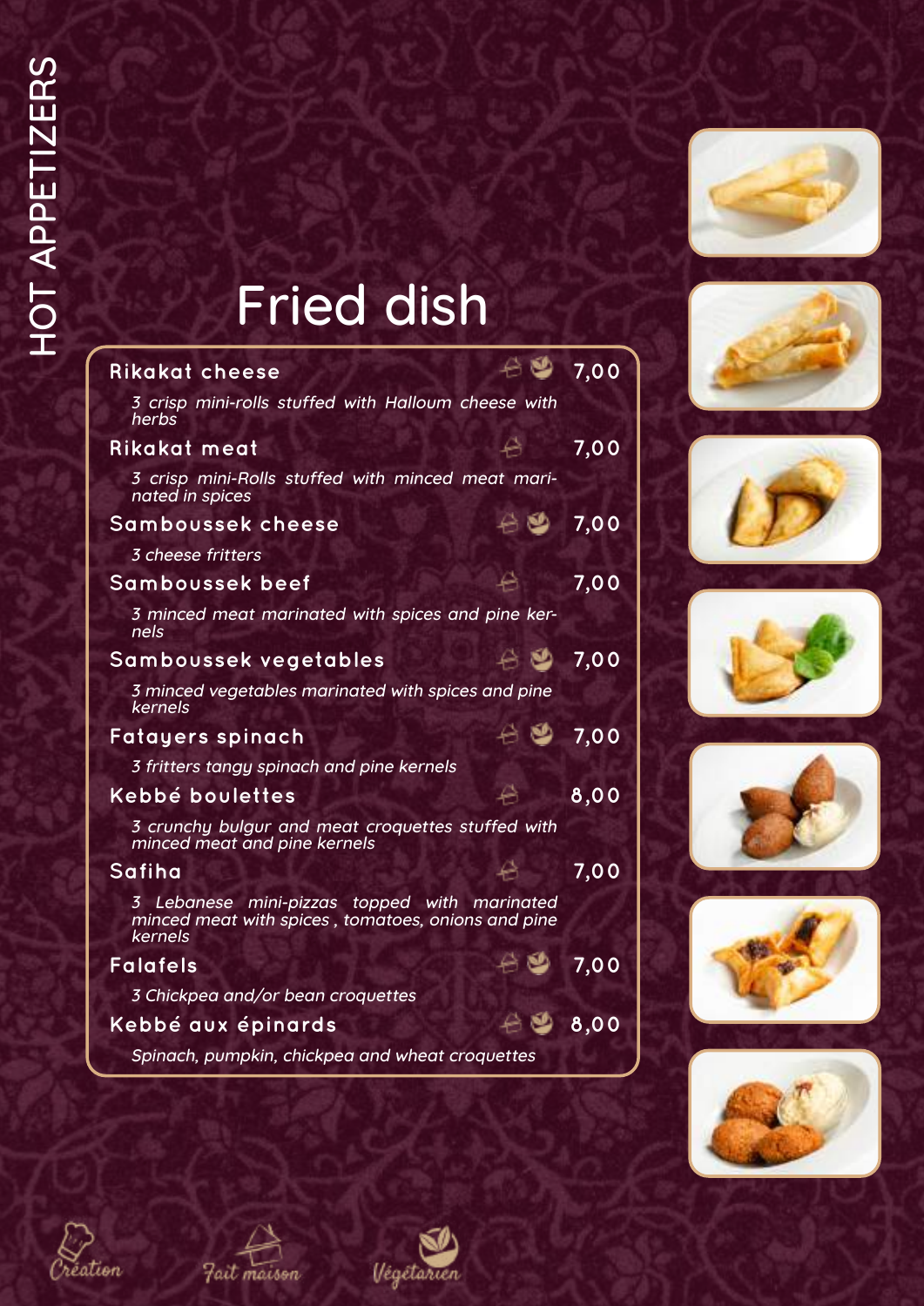HOT APPETIZERS

# Fried dish

**Rikakat cheese** — 7,00

*3 crisp mini-rolls stuffed with Halloum cheese with herbs*

**Rikakat meat** — 7,00

*3 crisp mini-Rolls stuffed with minced meat marinated in spices*

**Samboussek cheese** — 7,00

*3 cheese fritters*

**Samboussek beef** — 7,00

*3 minced meat marinated with spices and pine kernels*

**Samboussek vegetables** — 7,00

*3 minced vegetables marinated with spices and pine kernels*

**Fatayers spinach** — 7,00

*3 fritters tangy spinach and pine kernels*

**Kebbé boulettes** — 8,00

*3 crunchy bulgur and meat croquettes stuffed with minced meat and pine kernels*

**Safiha** — 7,00

*3 Lebanese mini-pizzas topped with marinated minced meat with spices , tomatoes, onions and pine kernels*

**Falafels** — 7,00

*3 Chickpea and/or bean croquettes*

**Kebbé aux épinards** — 8,00

*Spinach, pumpkin, chickpea and wheat croquettes*

Création — Fait maison — Végétarien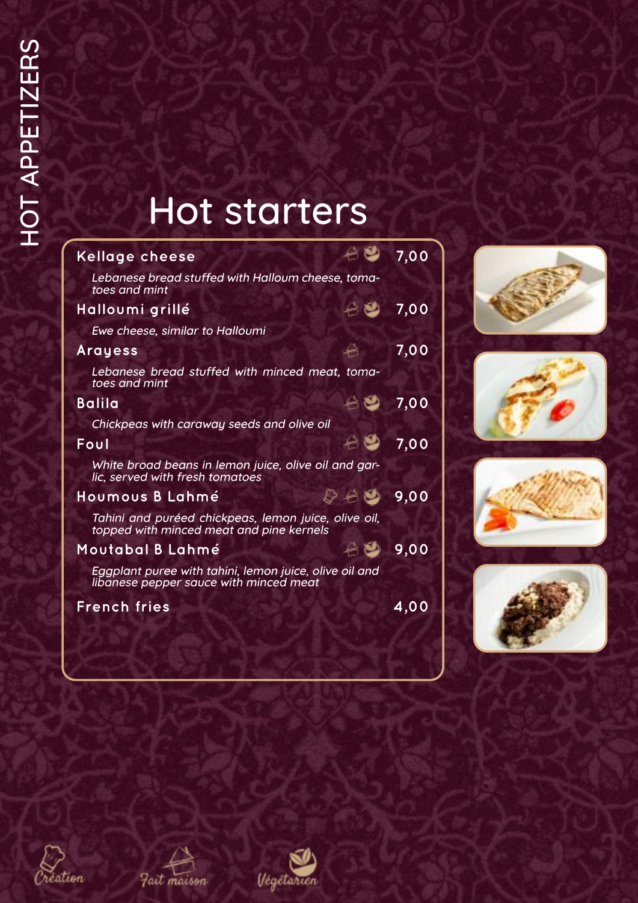HOT APPETIZERS

# Hot starters

**Kellage cheese** 7,00

*Lebanese bread stuffed with Halloum cheese, tomatoes and mint*

**Halloumi grillé** 7,00

*Ewe cheese, similar to Halloumi*

**Arayess** 7,00

*Lebanese bread stuffed with minced meat, tomatoes and mint*

**Balila** 7,00

*Chickpeas with caraway seeds and olive oil*

**Foul** 7,00

*White broad beans in lemon juice, olive oil and garlic, served with fresh tomatoes*

**Houmous B Lahmé** 9,00

*Tahini and puréed chickpeas, lemon juice, olive oil, topped with minced meat and pine kernels*

**Moutabal B Lahmé** 9,00

*Eggplant puree with tahini, lemon juice, olive oil and libanese pepper sauce with minced meat*

**French fries** 4,00

Création Fait maison Végétarien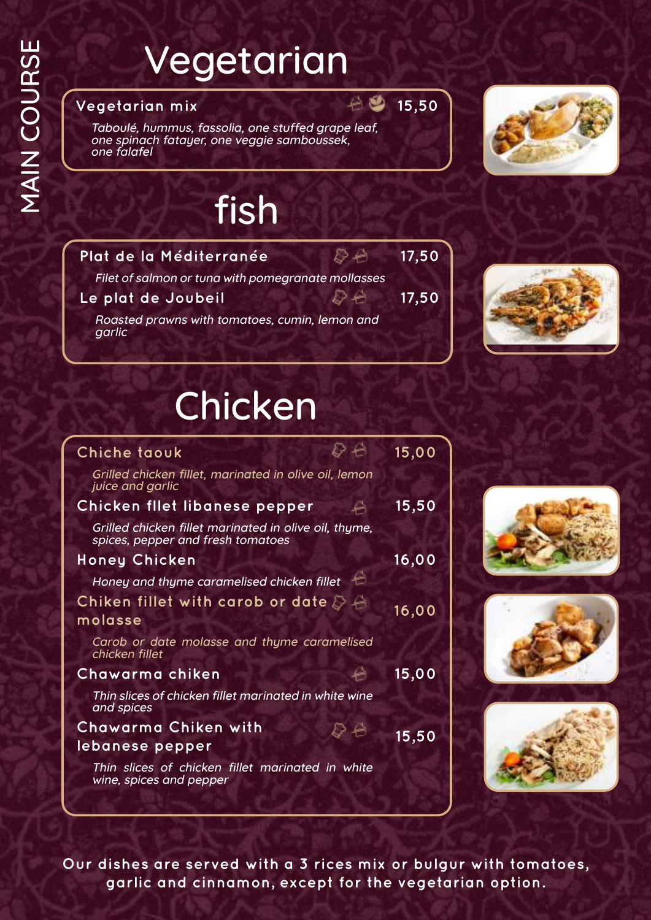# MAIN COURSE

## Vegetarian

**Vegetarian mix** — 15,50

*Taboulé, hummus, fassolia, one stuffed grape leaf, one spinach fatayer, one veggie samboussek, one falafel*

## fish

**Plat de la Méditerranée** — 17,50

*Filet of salmon or tuna with pomegranate mollasses*

**Le plat de Joubeil** — 17,50

*Roasted prawns with tomatoes, cumin, lemon and garlic*

## Chicken

**Chiche taouk** — 15,00

*Grilled chicken fillet, marinated in olive oil, lemon juice and garlic*

**Chicken fllet libanese pepper** — 15,50

*Grilled chicken fillet marinated in olive oil, thyme, spices, pepper and fresh tomatoes*

**Honey Chicken** — 16,00

*Honey and thyme caramelised chicken fillet*

**Chiken fillet with carob or date molasse** — 16,00

*Carob or date molasse and thyme caramelised chicken fillet*

**Chawarma chiken** — 15,00

*Thin slices of chicken fillet marinated in white wine and spices*

**Chawarma Chiken with lebanese pepper** — 15,50

*Thin slices of chicken fillet marinated in white wine, spices and pepper*

**Our dishes are served with a 3 rices mix or bulgur with tomatoes, garlic and cinnamon, except for the vegetarian option.**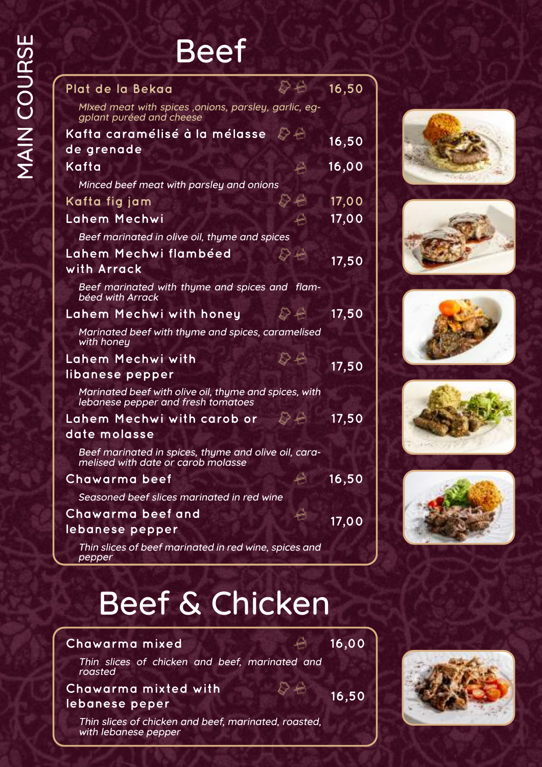MAIN COURSE

# Beef

| | |
|---|---|
| **Plat de la Bekaa** | 16,50 |
| *MIxed meat with spices ,onions, parsley, garlic, eggplant puréed and cheese* | |
| **Kafta caramélisé à la mélasse de grenade** | 16,50 |
| **Kafta** | 16,00 |
| *Minced beef meat with parsley and onions* | |
| **Kafta fig jam** | 17,00 |
| **Lahem Mechwi** | 17,00 |
| *Beef marinated in olive oil, thyme and spices* | |
| **Lahem Mechwi flambéed with Arrack** | 17,50 |
| *Beef marinated with thyme and spices and flambéed with Arrack* | |
| **Lahem Mechwi with honey** | 17,50 |
| *Marinated beef with thyme and spices, caramelised with honey* | |
| **Lahem Mechwi with libanese pepper** | 17,50 |
| *Marinated beef with olive oil, thyme and spices, with lebanese pepper and fresh tomatoes* | |
| **Lahem Mechwi with carob or date molasse** | 17,50 |
| *Beef marinated in spices, thyme and olive oil, caramelised with date or carob molasse* | |
| **Chawarma beef** | 16,50 |
| *Seasoned beef slices marinated in red wine* | |
| **Chawarma beef and lebanese pepper** | 17,00 |
| *Thin slices of beef marinated in red wine, spices and pepper* | |

# Beef & Chicken

| | |
|---|---|
| **Chawarma mixed** | 16,00 |
| *Thin slices of chicken and beef, marinated and roasted* | |
| **Chawarma mixted with lebanese peper** | 16,50 |
| *Thin slices of chicken and beef, marinated, roasted, with lebanese pepper* | |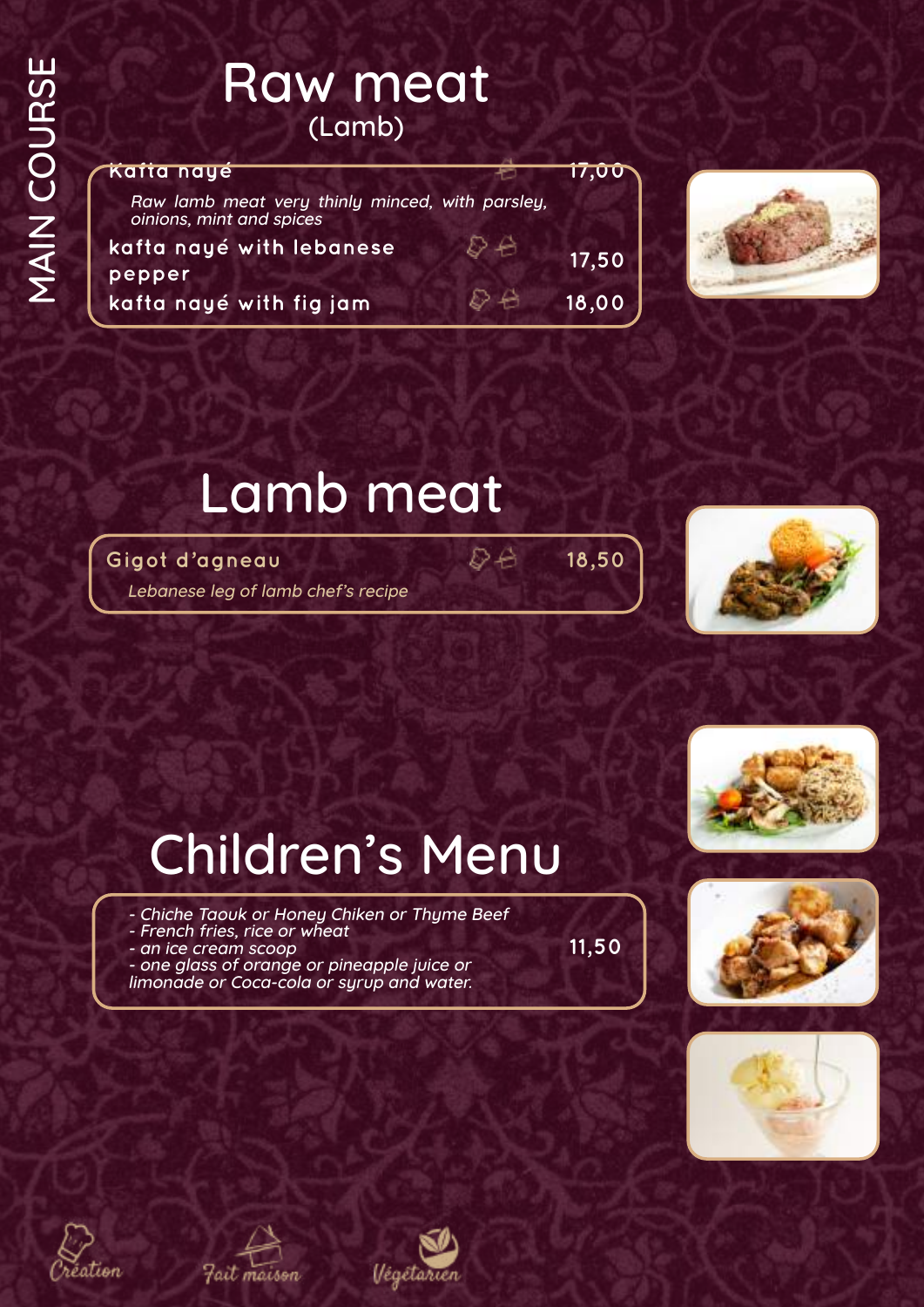MAIN COURSE

# Raw meat

## (Lamb)

**Kafta nayé** — 17,00

*Raw lamb meat very thinly minced, with parsley, oinions, mint and spices*

**kafta nayé with lebanese pepper** — 17,50

**kafta nayé with fig jam** — 18,00

# Lamb meat

**Gigot d'agneau** — 18,50

*Lebanese leg of lamb chef's recipe*

# Children's Menu

*- Chiche Taouk or Honey Chiken or Thyme Beef*
*- French fries, rice or wheat*
*- an ice cream scoop*
*- one glass of orange or pineapple juice or limonade or Coca-cola or syrup and water.*

11,50

Création — Fait maison — Végétarien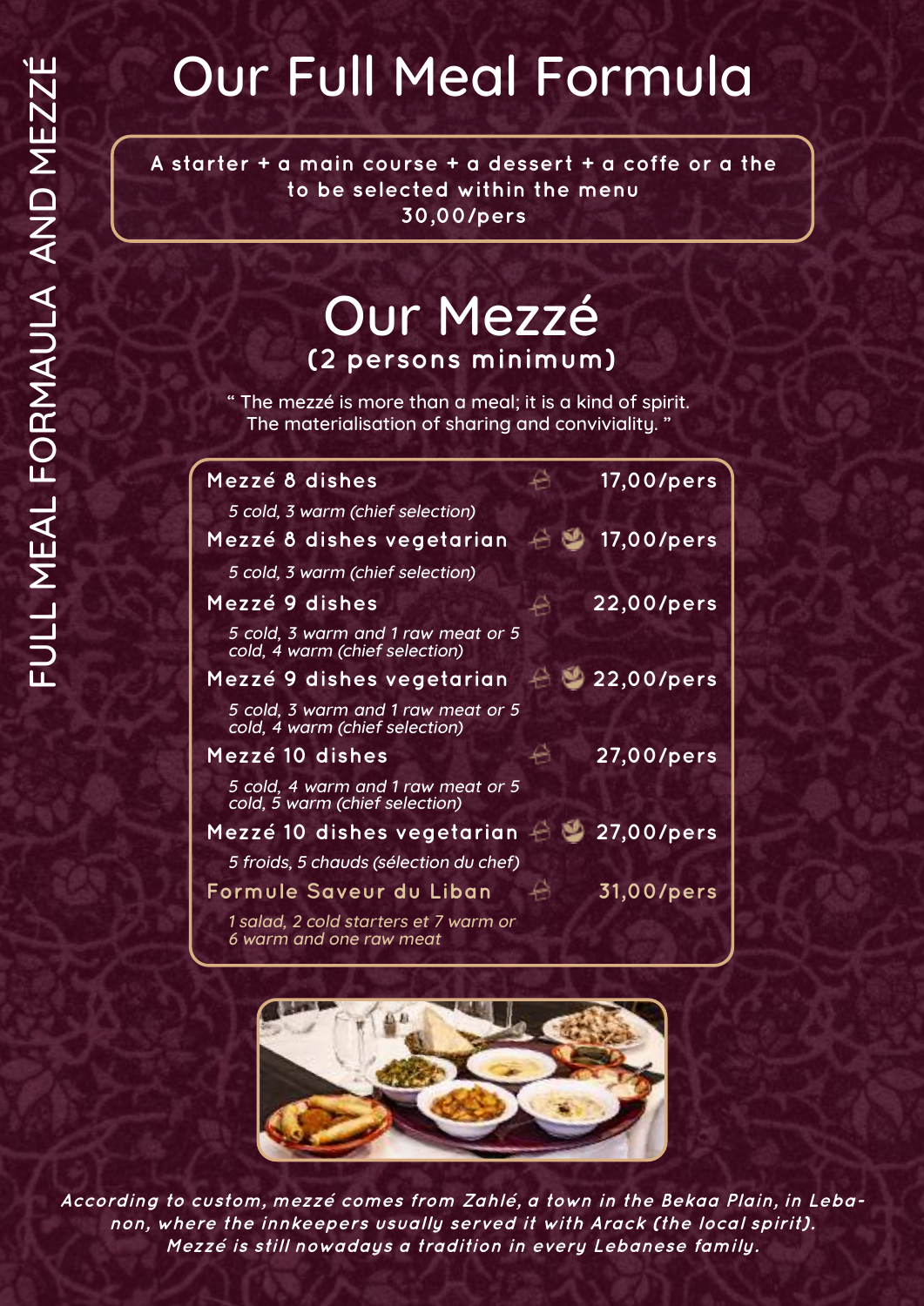FULL MEAL FORMAULA AND MEZZÉ

# Our Full Meal Formula

**A starter + a main course + a dessert + a coffe or a the to be selected within the menu**
**30,00/pers**

# Our Mezzé

## (2 persons minimum)

" The mezzé is more than a meal; it is a kind of spirit. The materialisation of sharing and conviviality. "

| | |
|---|---|
| **Mezzé 8 dishes** | **17,00/pers** |
| *5 cold, 3 warm (chief selection)* | |
| **Mezzé 8 dishes vegetarian** | **17,00/pers** |
| *5 cold, 3 warm (chief selection)* | |
| **Mezzé 9 dishes** | **22,00/pers** |
| *5 cold, 3 warm and 1 raw meat or 5 cold, 4 warm (chief selection)* | |
| **Mezzé 9 dishes vegetarian** | **22,00/pers** |
| *5 cold, 3 warm and 1 raw meat or 5 cold, 4 warm (chief selection)* | |
| **Mezzé 10 dishes** | **27,00/pers** |
| *5 cold, 4 warm and 1 raw meat or 5 cold, 5 warm (chief selection)* | |
| **Mezzé 10 dishes vegetarian** | **27,00/pers** |
| *5 froids, 5 chauds (sélection du chef)* | |
| **Formule Saveur du Liban** | **31,00/pers** |
| *1 salad, 2 cold starters et 7 warm or 6 warm and one raw meat* | |

***According to custom, mezzé comes from Zahlé, a town in the Bekaa Plain, in Lebanon, where the innkeepers usually served it with Arack (the local spirit). Mezzé is still nowadays a tradition in every Lebanese family.***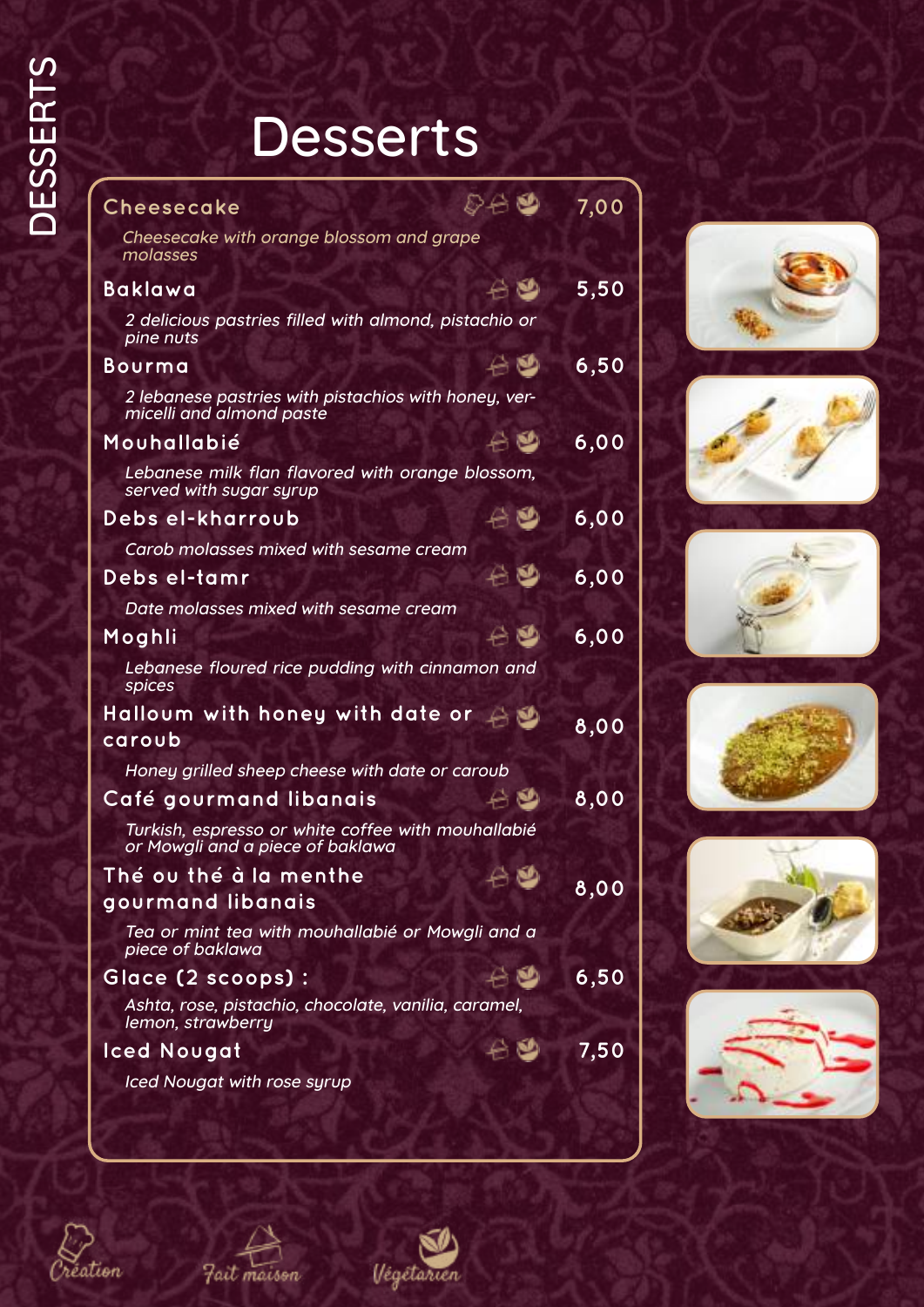# Desserts

**Cheesecake** — 7,00
*Cheesecake with orange blossom and grape molasses*

**Baklawa** — 5,50
*2 delicious pastries filled with almond, pistachio or pine nuts*

**Bourma** — 6,50
*2 lebanese pastries with pistachios with honey, vermicelli and almond paste*

**Mouhallabié** — 6,00
*Lebanese milk flan flavored with orange blossom, served with sugar syrup*

**Debs el-kharroub** — 6,00
*Carob molasses mixed with sesame cream*

**Debs el-tamr** — 6,00
*Date molasses mixed with sesame cream*

**Moghli** — 6,00
*Lebanese floured rice pudding with cinnamon and spices*

**Halloum with honey with date or caroub** — 8,00
*Honey grilled sheep cheese with date or caroub*

**Café gourmand libanais** — 8,00
*Turkish, espresso or white coffee with mouhallabié or Mowgli and a piece of baklawa*

**Thé ou thé à la menthe gourmand libanais** — 8,00
*Tea or mint tea with mouhallabié or Mowgli and a piece of baklawa*

**Glace (2 scoops) :** — 6,50
*Ashta, rose, pistachio, chocolate, vanilia, caramel, lemon, strawberry*

**Iced Nougat** — 7,50
*Iced Nougat with rose syrup*

Création · Fait maison · Végétarien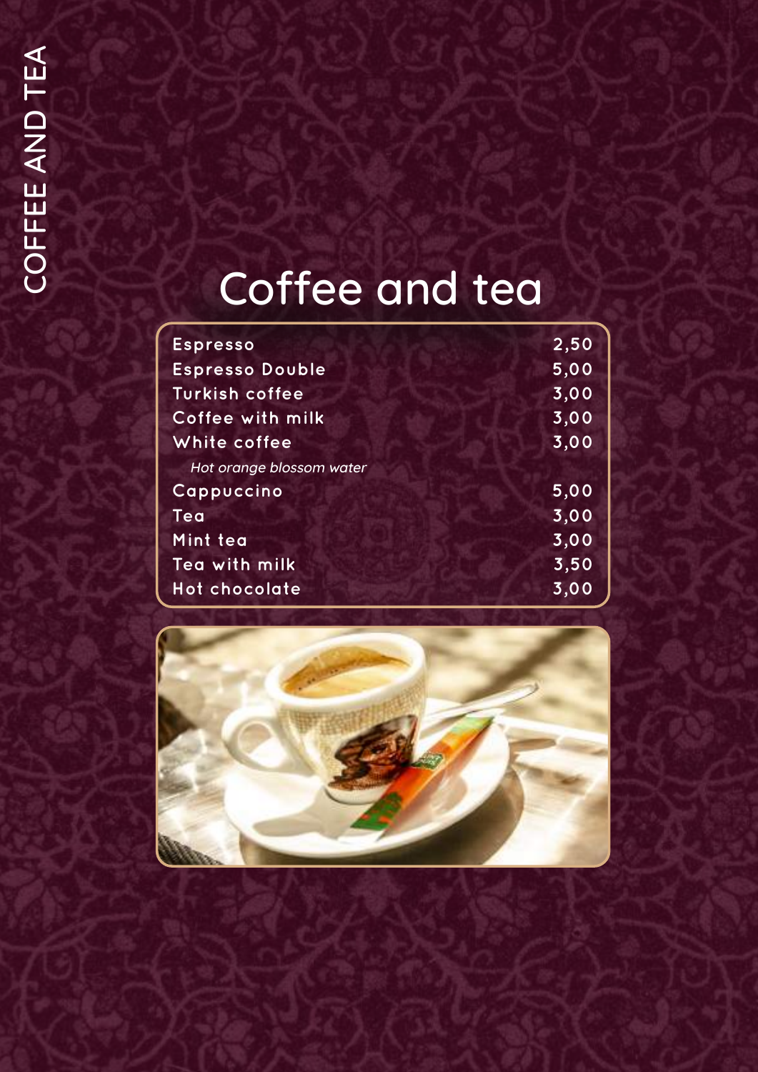# Coffee and tea

| | |
|---|---|
| **Espresso** | **2,50** |
| **Espresso Double** | **5,00** |
| **Turkish coffee** | **3,00** |
| **Coffee with milk** | **3,00** |
| **White coffee** | **3,00** |
| *Hot orange blossom water* | |
| **Cappuccino** | **5,00** |
| **Tea** | **3,00** |
| **Mint tea** | **3,00** |
| **Tea with milk** | **3,50** |
| **Hot chocolate** | **3,00** |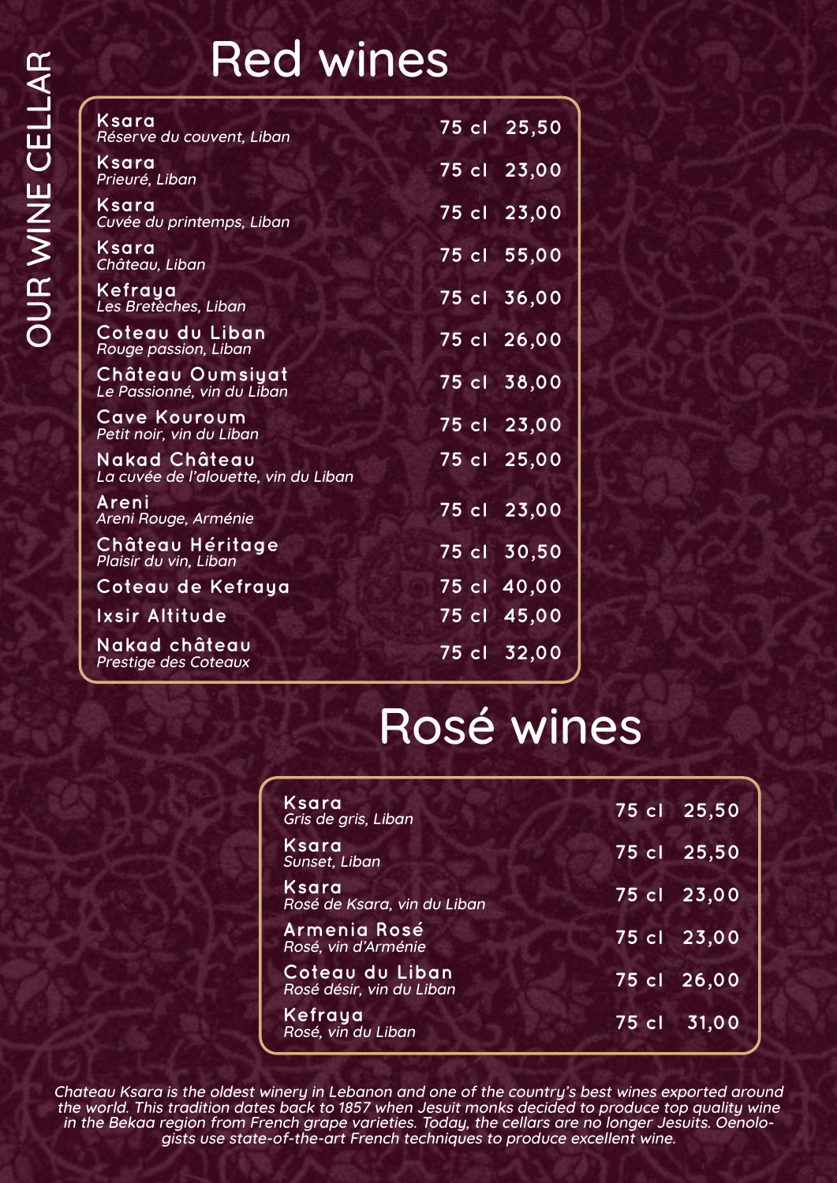OUR WINE CELLAR

# Red wines

| | | |
|---|---|---|
| **Ksara** *Réserve du couvent, Liban* | 75 cl | 25,50 |
| **Ksara** *Prieuré, Liban* | 75 cl | 23,00 |
| **Ksara** *Cuvée du printemps, Liban* | 75 cl | 23,00 |
| **Ksara** *Château, Liban* | 75 cl | 55,00 |
| **Kefraya** *Les Bretèches, Liban* | 75 cl | 36,00 |
| **Coteau du Liban** *Rouge passion, Liban* | 75 cl | 26,00 |
| **Château Oumsiyat** *Le Passionné, vin du Liban* | 75 cl | 38,00 |
| **Cave Kouroum** *Petit noir, vin du Liban* | 75 cl | 23,00 |
| **Nakad Château** *La cuvée de l'alouette, vin du Liban* | 75 cl | 25,00 |
| **Areni** *Areni Rouge, Arménie* | 75 cl | 23,00 |
| **Château Héritage** *Plaisir du vin, Liban* | 75 cl | 30,50 |
| **Coteau de Kefraya** | 75 cl | 40,00 |
| **Ixsir Altitude** | 75 cl | 45,00 |
| **Nakad château** *Prestige des Coteaux* | 75 cl | 32,00 |

# Rosé wines

| | | |
|---|---|---|
| **Ksara** *Gris de gris, Liban* | 75 cl | 25,50 |
| **Ksara** *Sunset, Liban* | 75 cl | 25,50 |
| **Ksara** *Rosé de Ksara, vin du Liban* | 75 cl | 23,00 |
| **Armenia Rosé** *Rosé, vin d'Arménie* | 75 cl | 23,00 |
| **Coteau du Liban** *Rosé désir, vin du Liban* | 75 cl | 26,00 |
| **Kefraya** *Rosé, vin du Liban* | 75 cl | 31,00 |

*Chateau Ksara is the oldest winery in Lebanon and one of the country's best wines exported around the world. This tradition dates back to 1857 when Jesuit monks decided to produce top quality wine in the Bekaa region from French grape varieties. Today, the cellars are no longer Jesuits. Oenologists use state-of-the-art French techniques to produce excellent wine.*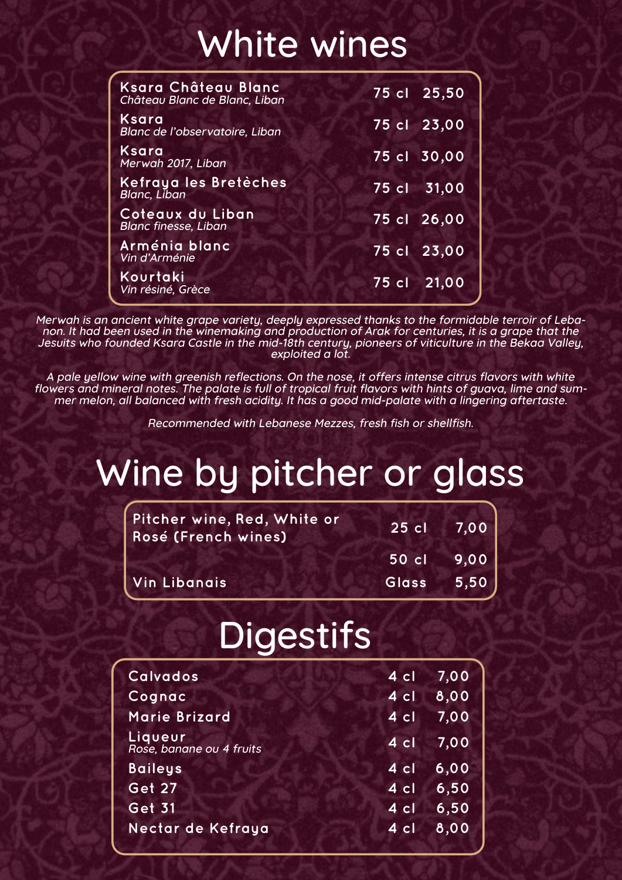# White wines

| | | |
|---|---|---|
| **Ksara Château Blanc**<br>*Château Blanc de Blanc, Liban* | 75 cl | 25,50 |
| **Ksara**<br>*Blanc de l'observatoire, Liban* | 75 cl | 23,00 |
| **Ksara**<br>*Merwah 2017, Liban* | 75 cl | 30,00 |
| **Kefraya les Bretèches**<br>*Blanc, Liban* | 75 cl | 31,00 |
| **Coteaux du Liban**<br>*Blanc finesse, Liban* | 75 cl | 26,00 |
| **Arménia blanc**<br>*Vin d'Arménie* | 75 cl | 23,00 |
| **Kourtaki**<br>*Vin résiné, Grèce* | 75 cl | 21,00 |

*Merwah is an ancient white grape variety, deeply expressed thanks to the formidable terroir of Lebanon. It had been used in the winemaking and production of Arak for centuries, it is a grape that the Jesuits who founded Ksara Castle in the mid-18th century, pioneers of viticulture in the Bekaa Valley, exploited a lot.*

*A pale yellow wine with greenish reflections. On the nose, it offers intense citrus flavors with white flowers and mineral notes. The palate is full of tropical fruit flavors with hints of guava, lime and summer melon, all balanced with fresh acidity. It has a good mid-palate with a lingering aftertaste.*

*Recommended with Lebanese Mezzes, fresh fish or shellfish.*

# Wine by pitcher or glass

| | | |
|---|---|---|
| **Pitcher wine, Red, White or Rosé (French wines)** | 25 cl | 7,00 |
| | 50 cl | 9,00 |
| **Vin Libanais** | Glass | 5,50 |

# Digestifs

| | | |
|---|---|---|
| **Calvados** | 4 cl | 7,00 |
| **Cognac** | 4 cl | 8,00 |
| **Marie Brizard** | 4 cl | 7,00 |
| **Liqueur**<br>*Rose, banane ou 4 fruits* | 4 cl | 7,00 |
| **Baileys** | 4 cl | 6,00 |
| **Get 27** | 4 cl | 6,50 |
| **Get 31** | 4 cl | 6,50 |
| **Nectar de Kefraya** | 4 cl | 8,00 |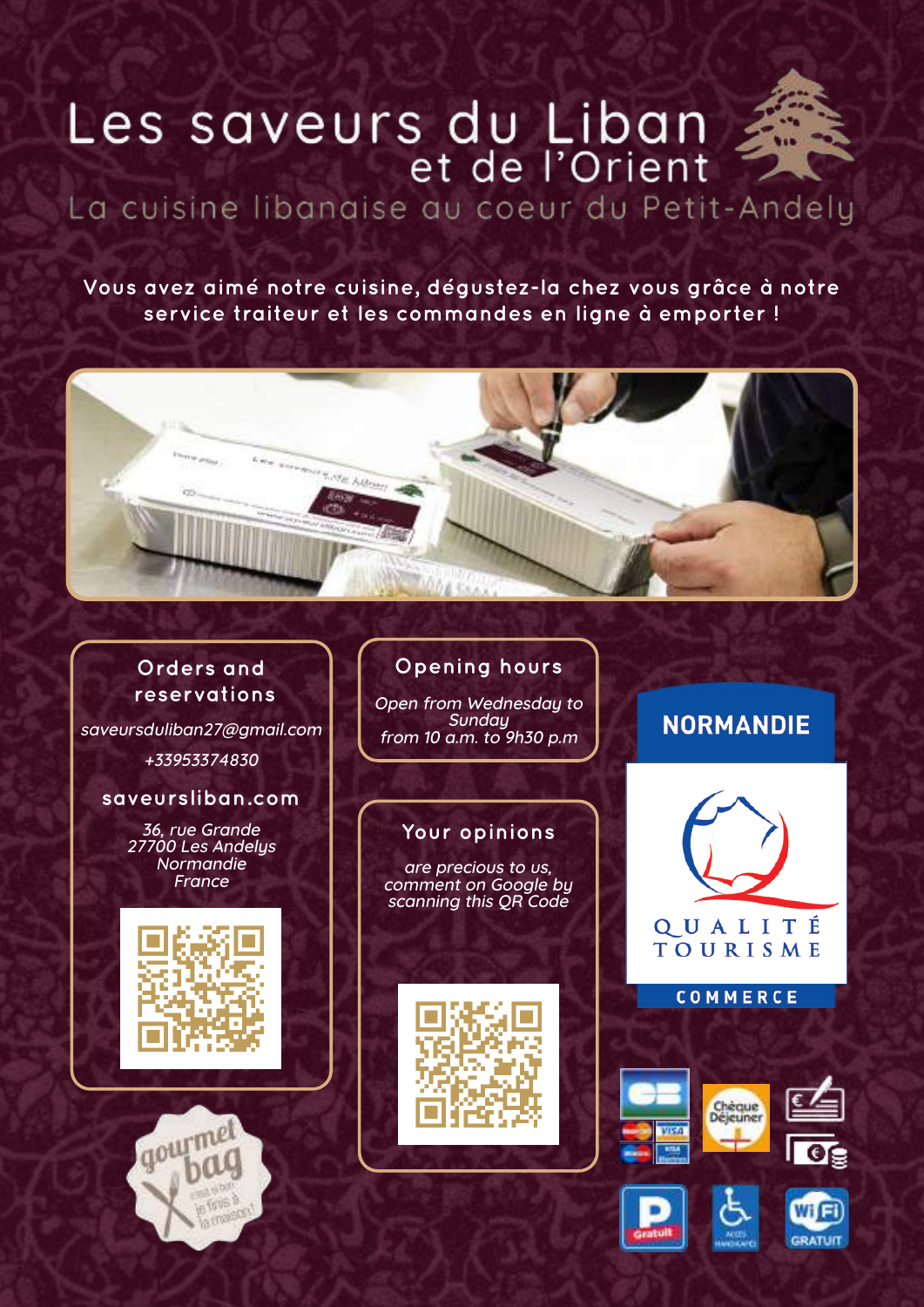# Les saveurs du Liban et de l'Orient

La cuisine libanaise au coeur du Petit-Andely

**Vous avez aimé notre cuisine, dégustez-la chez vous grâce à notre service traiteur et les commandes en ligne à emporter !**

## Orders and reservations

*saveursduliban27@gmail.com*

*+33953374830*

**saveursliban.com**

*36, rue Grande*
*27700 Les Andelys*
*Normandie*
*France*

## Opening hours

*Open from Wednesday to Sunday*
*from 10 a.m. to 9h30 p.m*

## Your opinions

*are precious to us, comment on Google by scanning this QR Code*

NORMANDIE

QUALITÉ TOURISME

COMMERCE

gourmet bag

c'est si bon je finis à la maison !